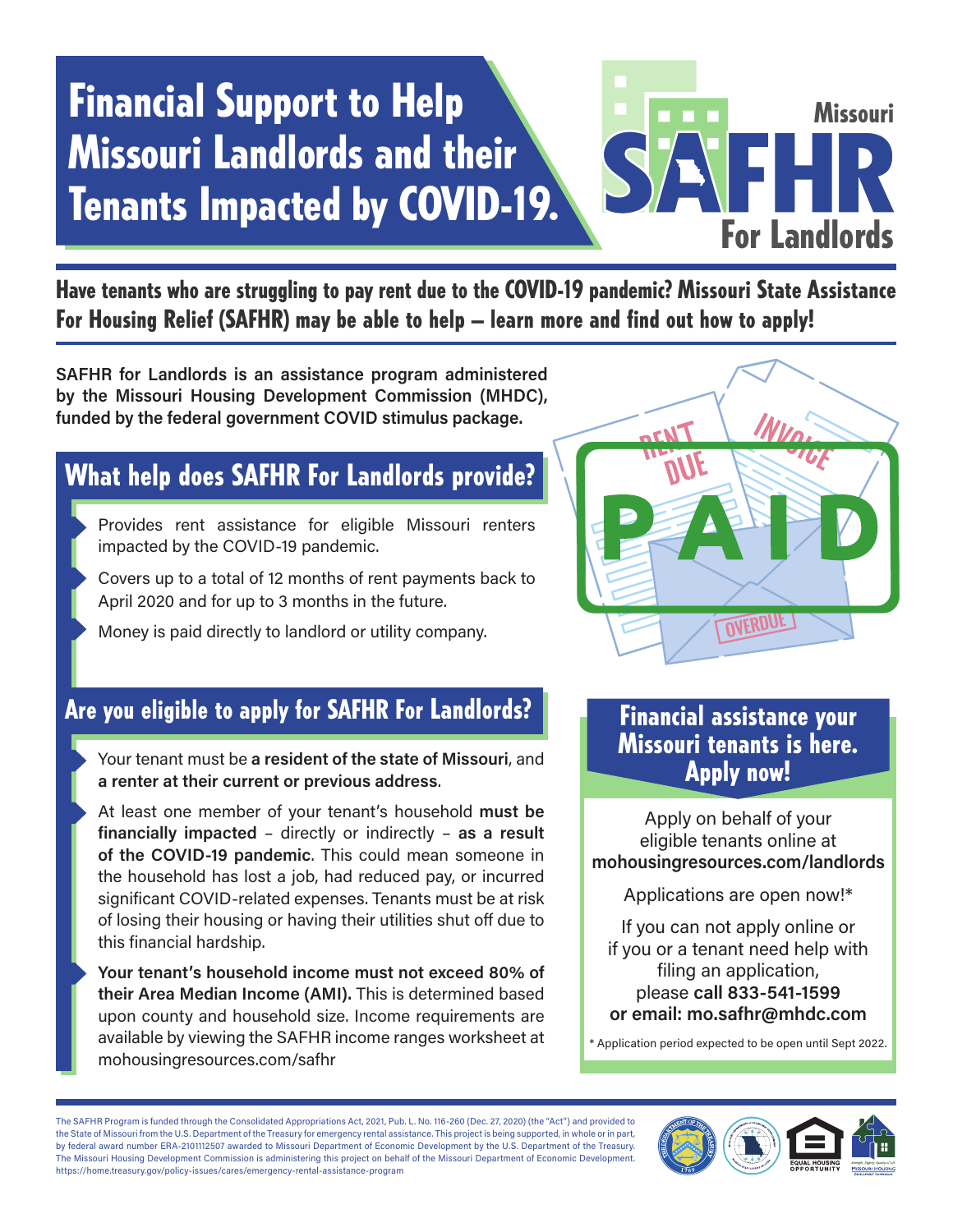# Financial Support to Help Missouri Landlords and their Tenants Impacted by COVID-19.

Missouri SAFHR For Landlords

**Have tenants who are struggling to pay rent due to the COVID-19 pandemic? Missouri State Assistance For Housing Relief (SAFHR) may be able to help – learn more and find out how to apply!**

**SAFHR for Landlords is an assistance program administered by the Missouri Housing Development Commission (MHDC), funded by the federal government COVID stimulus package.**

## What help does SAFHR For Landlords provide?

- Provides rent assistance for eligible Missouri renters impacted by the COVID-19 pandemic.
- Covers up to a total of 12 months of rent payments back to April 2020 and for up to 3 months in the future.
- Money is paid directly to landlord or utility company.

## Are you eligible to apply for SAFHR For Landlords?

- Your tenant must be **a resident of the state of Missouri**, and **a renter at their current or previous address**.
- At least one member of your tenant's household **must be financially impacted** – directly or indirectly – **as a result of the COVID-19 pandemic**. This could mean someone in the household has lost a job, had reduced pay, or incurred significant COVID-related expenses. Tenants must be at risk of losing their housing or having their utilities shut off due to this financial hardship.
- **Your tenant's household income must not exceed 80% of their Area Median Income (AMI).** This is determined based upon county and household size. Income requirements are available by viewing the SAFHR income ranges worksheet at mohousingresources.com/safhr

## Financial assistance your Missouri tenants is here. Apply now!

Apply on behalf of your eligible tenants online at **mohousingresources.com/landlords**

Applications are open now!*

If you can not apply online or if you or a tenant need help with filing an application, please **call 833-541-1599 or email: mo.safhr@mhdc.com**

\* Application period expected to be open until Sept 2022.

The SAFHR Program is funded through the Consolidated Appropriations Act, 2021, Pub. L. No. 116-260 (Dec. 27, 2020) (the "Act") and provided to the State of Missouri from the U.S. Department of the Treasury for emergency rental assistance. This project is being supported, in whole or in part, by federal award number ERA-2101112507 awarded to Missouri Department of Economic Development by the U.S. Department of the Treasury. The Missouri Housing Development Commission is administering this project on behalf of the Missouri Department of Economic Development. https://home.treasury.gov/policy-issues/cares/emergency-rental-assistance-program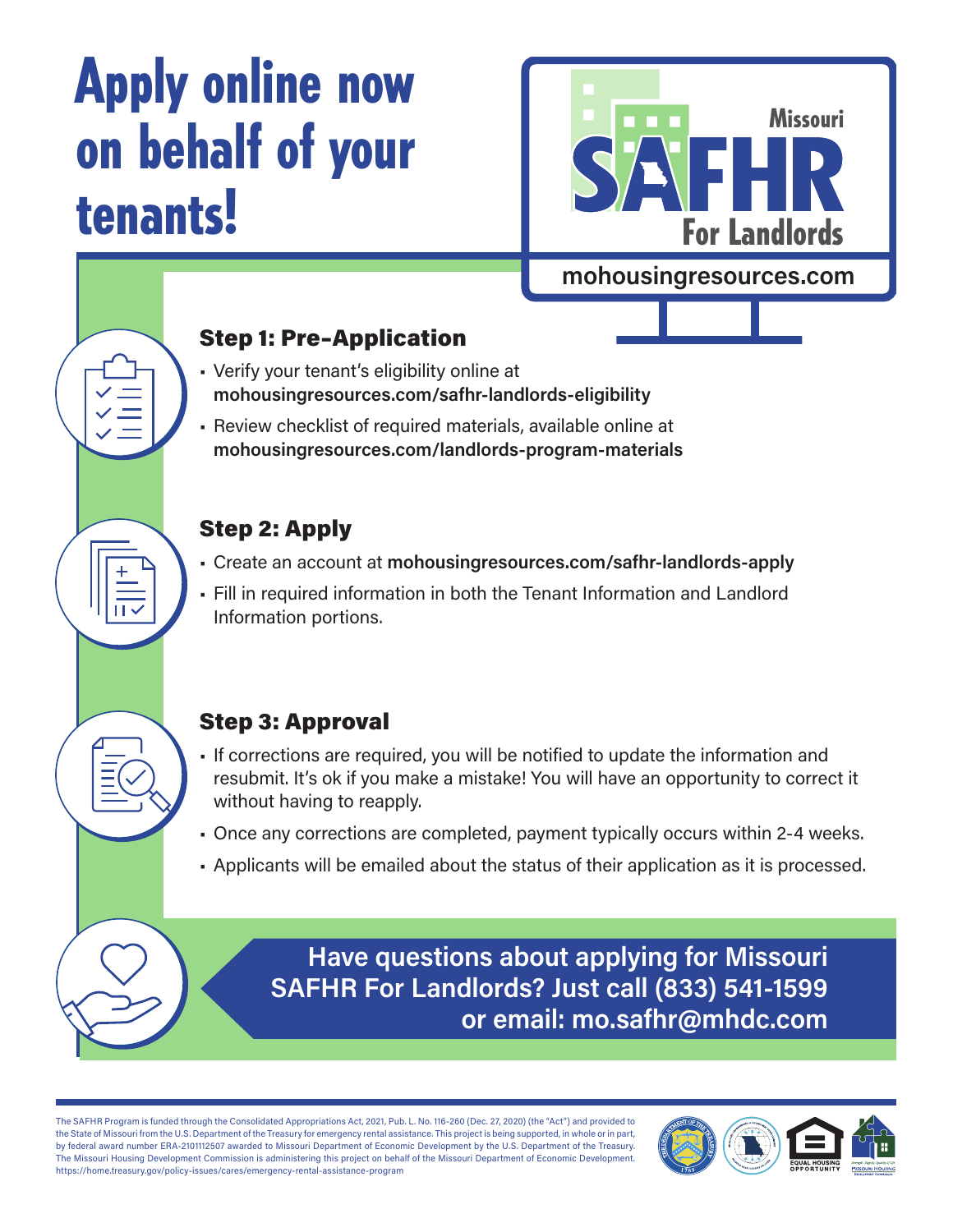# Apply online now on behalf of your tenants!

Missouri **SAFHR** For Landlords

**mohousingresources.com**

## Step 1: Pre-Application

- Verify your tenant's eligibility online at **mohousingresources.com/safhr-landlords-eligibility**
- Review checklist of required materials, available online at **mohousingresources.com/landlords-program-materials**

## Step 2: Apply

- Create an account at **mohousingresources.com/safhr-landlords-apply**
- Fill in required information in both the Tenant Information and Landlord Information portions.

## Step 3: Approval

- If corrections are required, you will be notified to update the information and resubmit. It's ok if you make a mistake! You will have an opportunity to correct it without having to reapply.
- Once any corrections are completed, payment typically occurs within 2-4 weeks.
- Applicants will be emailed about the status of their application as it is processed.

**Have questions about applying for Missouri SAFHR For Landlords? Just call (833) 541-1599 or email: mo.safhr@mhdc.com**

The SAFHR Program is funded through the Consolidated Appropriations Act, 2021, Pub. L. No. 116-260 (Dec. 27, 2020) (the "Act") and provided to the State of Missouri from the U.S. Department of the Treasury for emergency rental assistance. This project is being supported, in whole or in part, by federal award number ERA-2101112507 awarded to Missouri Department of Economic Development by the U.S. Department of the Treasury. The Missouri Housing Development Commission is administering this project on behalf of the Missouri Department of Economic Development. https://home.treasury.gov/policy-issues/cares/emergency-rental-assistance-program

EQUAL HOUSING OPPORTUNITY

MISSOURI HOUSING DEVELOPMENT COMMISSION